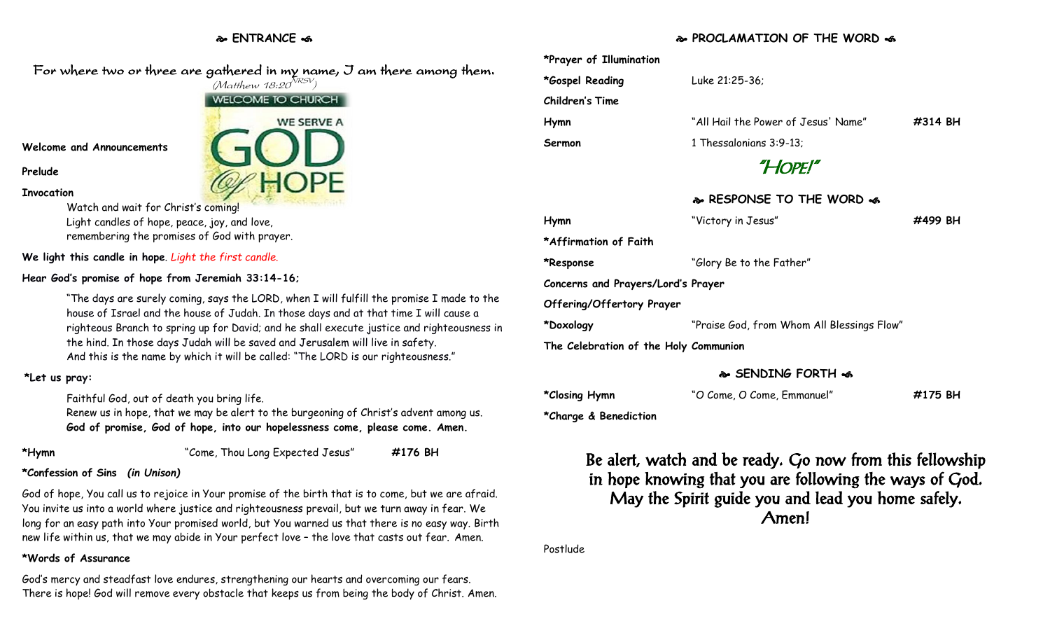## ❧ ENTRANCE ☙

For where two or three are gathered in my name, I am there among them.
(Matthew 18:20 NRSV)

**Welcome and Announcements**

**Prelude**

**Invocation**

Watch and wait for Christ's coming!
Light candles of hope, peace, joy, and love,
remembering the promises of God with prayer.

**We light this candle in hope**. *Light the first candle.*

**Hear God's promise of hope from Jeremiah 33:14-16;**

"The days are surely coming, says the LORD, when I will fulfill the promise I made to the house of Israel and the house of Judah. In those days and at that time I will cause a righteous Branch to spring up for David; and he shall execute justice and righteousness in the hind. In those days Judah will be saved and Jerusalem will live in safety.
And this is the name by which it will be called: "The LORD is our righteousness."

**\*Let us pray:**

Faithful God, out of death you bring life.
Renew us in hope, that we may be alert to the burgeoning of Christ's advent among us.
**God of promise, God of hope, into our hopelessness come, please come. Amen.**

| | | |
|---|---|---|
| **\*Hymn** | "Come, Thou Long Expected Jesus" | **#176 BH** |

**\*Confession of Sins** ***(in Unison)***

God of hope, You call us to rejoice in Your promise of the birth that is to come, but we are afraid. You invite us into a world where justice and righteousness prevail, but we turn away in fear. We long for an easy path into Your promised world, but You warned us that there is no easy way. Birth new life within us, that we may abide in Your perfect love – the love that casts out fear. Amen.

**\*Words of Assurance**

God's mercy and steadfast love endures, strengthening our hearts and overcoming our fears. There is hope! God will remove every obstacle that keeps us from being the body of Christ. Amen.

## ❧ PROCLAMATION OF THE WORD ☙

| | | |
|---|---|---|
| **\*Prayer of Illumination** | | |
| **\*Gospel Reading** | Luke 21:25-36; | |
| **Children's Time** | | |
| **Hymn** | "All Hail the Power of Jesus' Name" | **#314 BH** |
| **Sermon** | 1 Thessalonians 3:9-13; | |

"Hope!"

## ❧ RESPONSE TO THE WORD ☙

| | | |
|---|---|---|
| **Hymn** | "Victory in Jesus" | **#499 BH** |
| **\*Affirmation of Faith** | | |
| **\*Response** | "Glory Be to the Father" | |
| **Concerns and Prayers/Lord's Prayer** | | |
| **Offering/Offertory Prayer** | | |
| **\*Doxology** | "Praise God, from Whom All Blessings Flow" | |
| **The Celebration of the Holy Communion** | | |

## ❧ SENDING FORTH ☙

| | | |
|---|---|---|
| **\*Closing Hymn** | "O Come, O Come, Emmanuel" | **#175 BH** |
| **\*Charge & Benediction** | | |

Be alert, watch and be ready. Go now from this fellowship in hope knowing that you are following the ways of God. May the Spirit guide you and lead you home safely. Amen!

Postlude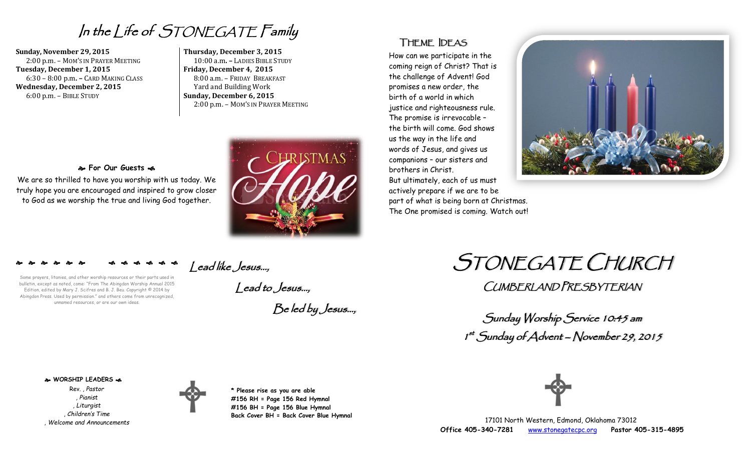# In the Life of STONEGATE Family

**Sunday, November 29, 2015**
2:00 p.m. – MOM'S IN PRAYER MEETING
**Tuesday, December 1, 2015**
6:30 – 8:00 p.m. – CARD MAKING CLASS
**Wednesday, December 2, 2015**
6:00 p.m. – BIBLE STUDY

**Thursday, December 3, 2015**
10:00 a.m. – LADIES BIBLE STUDY
**Friday, December 4, 2015**
8:00 a.m. – FRIDAY BREAKFAST
Yard and Building Work
**Sunday, December 6, 2015**
2:00 p.m. – MOM'S IN PRAYER MEETING

**For Our Guests**

We are so thrilled to have you worship with us today. We truly hope you are encouraged and inspired to grow closer to God as we worship the true and living God together.

Some prayers, litanies, and other worship resources or their parts used in bulletin, except as noted, come: "From The Abingdon Worship Annual 2015 Edition, edited by Mary J. Scifres and B. J. Beu. Copyright © 2014 by Abingdon Press. Used by permission." and others come from unrecognized, unnamed resources, or are our own ideas.

*Lead like Jesus…,*

*Lead to Jesus…,*

*Be led by Jesus…,*

**WORSHIP LEADERS**

Rev. , *Pastor*
, *Pianist*
, *Liturgist*
, *Children's Time*
, *Welcome and Announcements*

**\* Please rise as you are able**
**#156 RH = Page 156 Red Hymnal**
**#156 BH = Page 156 Blue Hymnal**
**Back Cover BH = Back Cover Blue Hymnal**

## THEME IDEAS

How can we participate in the coming reign of Christ? That is the challenge of Advent! God promises a new order, the birth of a world in which justice and righteousness rule. The promise is irrevocable – the birth will come. God shows us the way in the life and words of Jesus, and gives us companions – our sisters and brothers in Christ. But ultimately, each of us must actively prepare if we are to be part of what is being born at Christmas. The One promised is coming. Watch out!

# STONEGATE CHURCH

## CUMBERLAND PRESBYTERIAN

*Sunday Worship Service 10:45 am*

*1st Sunday of Advent – November 29, 2015*

17101 North Western, Edmond, Oklahoma 73012
**Office 405-340-7281** www.stonegatecpc.org **Pastor 405-315-4895**